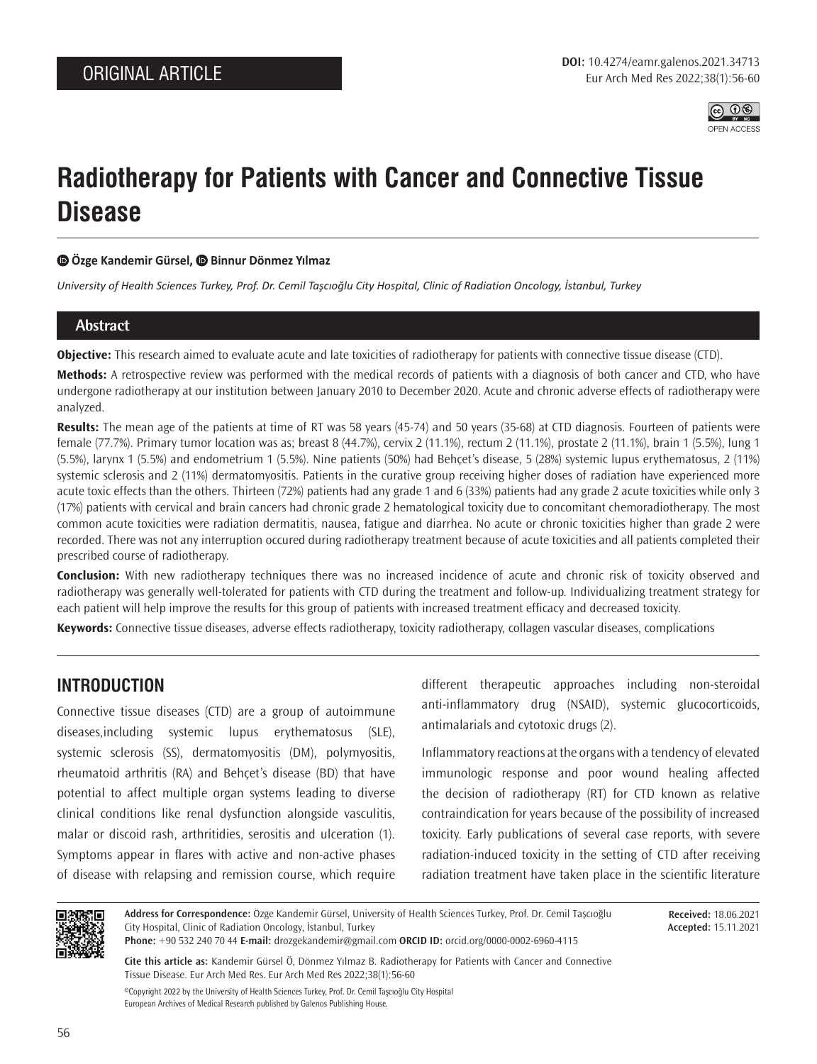ORIGINAL ARTICLE

**DOI:** 10.4274/eamr.galenos.2021.34713

# Radiotherapy for Patients with Cancer and Connective Tissue Disease

**Özge Kandemir Gürsel, Binnur Dönmez Yılmaz**

*University of Health Sciences Turkey, Prof. Dr. Cemil Taşcıoğlu City Hospital, Clinic of Radiation Oncology, İstanbul, Turkey*

## Abstract

**Objective:** This research aimed to evaluate acute and late toxicities of radiotherapy for patients with connective tissue disease (CTD).

**Methods:** A retrospective review was performed with the medical records of patients with a diagnosis of both cancer and CTD, who have undergone radiotherapy at our institution between January 2010 to December 2020. Acute and chronic adverse effects of radiotherapy were analyzed.

**Results:** The mean age of the patients at time of RT was 58 years (45-74) and 50 years (35-68) at CTD diagnosis. Fourteen of patients were female (77.7%). Primary tumor location was as; breast 8 (44.7%), cervix 2 (11.1%), rectum 2 (11.1%), prostate 2 (11.1%), brain 1 (5.5%), lung 1 (5.5%), larynx 1 (5.5%) and endometrium 1 (5.5%). Nine patients (50%) had Behçet's disease, 5 (28%) systemic lupus erythematosus, 2 (11%) systemic sclerosis and 2 (11%) dermatomyositis. Patients in the curative group receiving higher doses of radiation have experienced more acute toxic effects than the others. Thirteen (72%) patients had any grade 1 and 6 (33%) patients had any grade 2 acute toxicities while only 3 (17%) patients with cervical and brain cancers had chronic grade 2 hematological toxicity due to concomitant chemoradiotherapy. The most common acute toxicities were radiation dermatitis, nausea, fatigue and diarrhea. No acute or chronic toxicities higher than grade 2 were recorded. There was not any interruption occured during radiotherapy treatment because of acute toxicities and all patients completed their prescribed course of radiotherapy.

**Conclusion:** With new radiotherapy techniques there was no increased incidence of acute and chronic risk of toxicity observed and radiotherapy was generally well-tolerated for patients with CTD during the treatment and follow-up. Individualizing treatment strategy for each patient will help improve the results for this group of patients with increased treatment efficacy and decreased toxicity.

**Keywords:** Connective tissue diseases, adverse effects radiotherapy, toxicity radiotherapy, collagen vascular diseases, complications

## INTRODUCTION

Connective tissue diseases (CTD) are a group of autoimmune diseases,including systemic lupus erythematosus (SLE), systemic sclerosis (SS), dermatomyositis (DM), polymyositis, rheumatoid arthritis (RA) and Behçet's disease (BD) that have potential to affect multiple organ systems leading to diverse clinical conditions like renal dysfunction alongside vasculitis, malar or discoid rash, arthritidies, serositis and ulceration (1). Symptoms appear in flares with active and non-active phases of disease with relapsing and remission course, which require different therapeutic approaches including non-steroidal anti-inflammatory drug (NSAID), systemic glucocorticoids, antimalarials and cytotoxic drugs (2).

Inflammatory reactions at the organs with a tendency of elevated immunologic response and poor wound healing affected the decision of radiotherapy (RT) for CTD known as relative contraindication for years because of the possibility of increased toxicity. Early publications of several case reports, with severe radiation-induced toxicity in the setting of CTD after receiving radiation treatment have taken place in the scientific literature

**Address for Correspondence:** Özge Kandemir Gürsel, University of Health Sciences Turkey, Prof. Dr. Cemil Taşcıoğlu City Hospital, Clinic of Radiation Oncology, İstanbul, Turkey
**Phone:** +90 532 240 70 44 **E-mail:** drozgekandemir@gmail.com **ORCID ID:** orcid.org/0000-0002-6960-4115

**Received:** 18.06.2021
**Accepted:** 15.11.2021

**Cite this article as:** Kandemir Gürsel Ö, Dönmez Yılmaz B. Radiotherapy for Patients with Cancer and Connective Tissue Disease. Eur Arch Med Res. Eur Arch Med Res 2022;38(1):56-60

©Copyright 2022 by the University of Health Sciences Turkey, Prof. Dr. Cemil Taşcıoğlu City Hospital
European Archives of Medical Research published by Galenos Publishing House.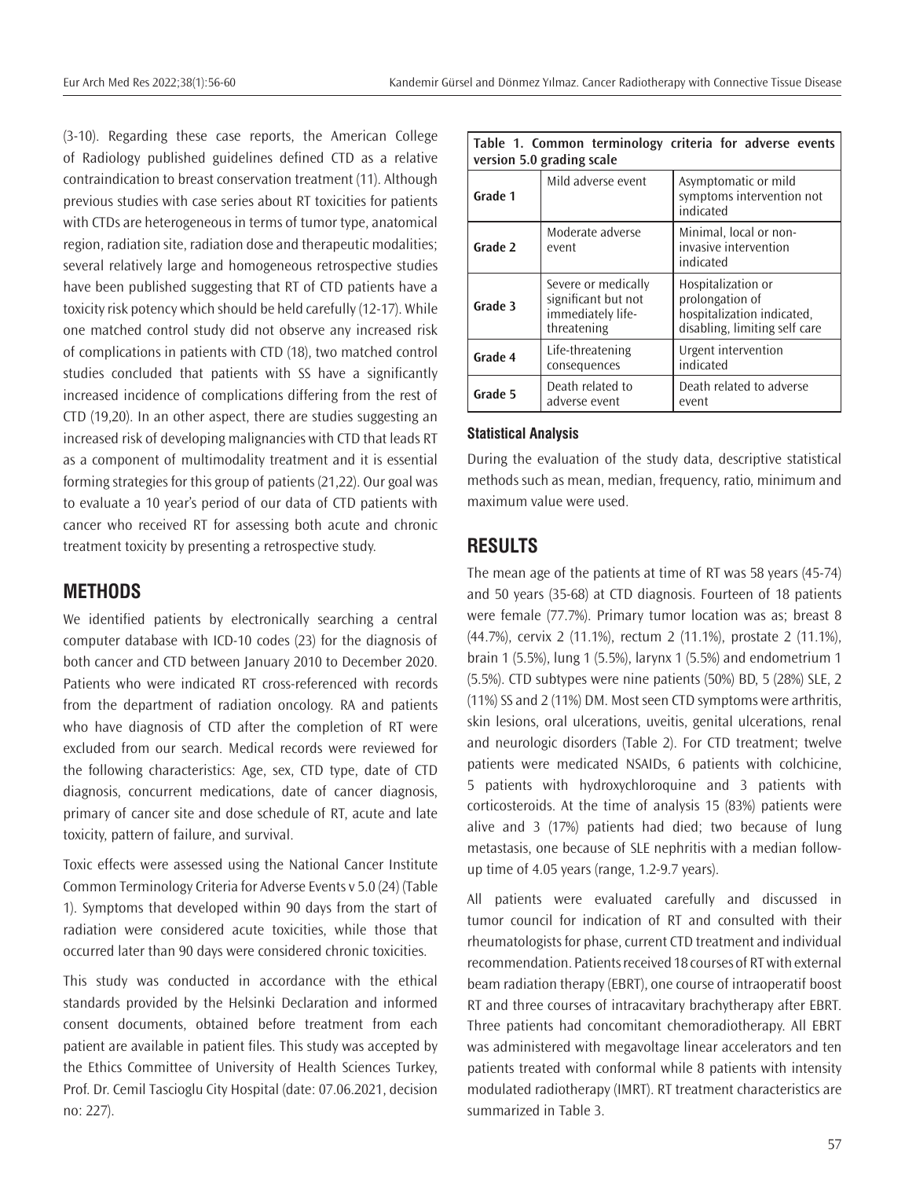(3-10). Regarding these case reports, the American College of Radiology published guidelines defined CTD as a relative contraindication to breast conservation treatment (11). Although previous studies with case series about RT toxicities for patients with CTDs are heterogeneous in terms of tumor type, anatomical region, radiation site, radiation dose and therapeutic modalities; several relatively large and homogeneous retrospective studies have been published suggesting that RT of CTD patients have a toxicity risk potency which should be held carefully (12-17). While one matched control study did not observe any increased risk of complications in patients with CTD (18), two matched control studies concluded that patients with SS have a significantly increased incidence of complications differing from the rest of CTD (19,20). In an other aspect, there are studies suggesting an increased risk of developing malignancies with CTD that leads RT as a component of multimodality treatment and it is essential forming strategies for this group of patients (21,22). Our goal was to evaluate a 10 year's period of our data of CTD patients with cancer who received RT for assessing both acute and chronic treatment toxicity by presenting a retrospective study.

## METHODS

We identified patients by electronically searching a central computer database with ICD-10 codes (23) for the diagnosis of both cancer and CTD between January 2010 to December 2020. Patients who were indicated RT cross-referenced with records from the department of radiation oncology. RA and patients who have diagnosis of CTD after the completion of RT were excluded from our search. Medical records were reviewed for the following characteristics: Age, sex, CTD type, date of CTD diagnosis, concurrent medications, date of cancer diagnosis, primary of cancer site and dose schedule of RT, acute and late toxicity, pattern of failure, and survival.

Toxic effects were assessed using the National Cancer Institute Common Terminology Criteria for Adverse Events v 5.0 (24) (Table 1). Symptoms that developed within 90 days from the start of radiation were considered acute toxicities, while those that occurred later than 90 days were considered chronic toxicities.

This study was conducted in accordance with the ethical standards provided by the Helsinki Declaration and informed consent documents, obtained before treatment from each patient are available in patient files. This study was accepted by the Ethics Committee of University of Health Sciences Turkey, Prof. Dr. Cemil Tascioglu City Hospital (date: 07.06.2021, decision no: 227).

**Table 1. Common terminology criteria for adverse events version 5.0 grading scale**

| | | |
|---|---|---|
| **Grade 1** | Mild adverse event | Asymptomatic or mild symptoms intervention not indicated |
| **Grade 2** | Moderate adverse event | Minimal, local or non-invasive intervention indicated |
| **Grade 3** | Severe or medically significant but not immediately life-threatening | Hospitalization or prolongation of hospitalization indicated, disabling, limiting self care |
| **Grade 4** | Life-threatening consequences | Urgent intervention indicated |
| **Grade 5** | Death related to adverse event | Death related to adverse event |

### Statistical Analysis

During the evaluation of the study data, descriptive statistical methods such as mean, median, frequency, ratio, minimum and maximum value were used.

## RESULTS

The mean age of the patients at time of RT was 58 years (45-74) and 50 years (35-68) at CTD diagnosis. Fourteen of 18 patients were female (77.7%). Primary tumor location was as; breast 8 (44.7%), cervix 2 (11.1%), rectum 2 (11.1%), prostate 2 (11.1%), brain 1 (5.5%), lung 1 (5.5%), larynx 1 (5.5%) and endometrium 1 (5.5%). CTD subtypes were nine patients (50%) BD, 5 (28%) SLE, 2 (11%) SS and 2 (11%) DM. Most seen CTD symptoms were arthritis, skin lesions, oral ulcerations, uveitis, genital ulcerations, renal and neurologic disorders (Table 2). For CTD treatment; twelve patients were medicated NSAIDs, 6 patients with colchicine, 5 patients with hydroxychloroquine and 3 patients with corticosteroids. At the time of analysis 15 (83%) patients were alive and 3 (17%) patients had died; two because of lung metastasis, one because of SLE nephritis with a median follow-up time of 4.05 years (range, 1.2-9.7 years).

All patients were evaluated carefully and discussed in tumor council for indication of RT and consulted with their rheumatologists for phase, current CTD treatment and individual recommendation. Patients received 18 courses of RT with external beam radiation therapy (EBRT), one course of intraoperatif boost RT and three courses of intracavitary brachytherapy after EBRT. Three patients had concomitant chemoradiotherapy. All EBRT was administered with megavoltage linear accelerators and ten patients treated with conformal while 8 patients with intensity modulated radiotherapy (IMRT). RT treatment characteristics are summarized in Table 3.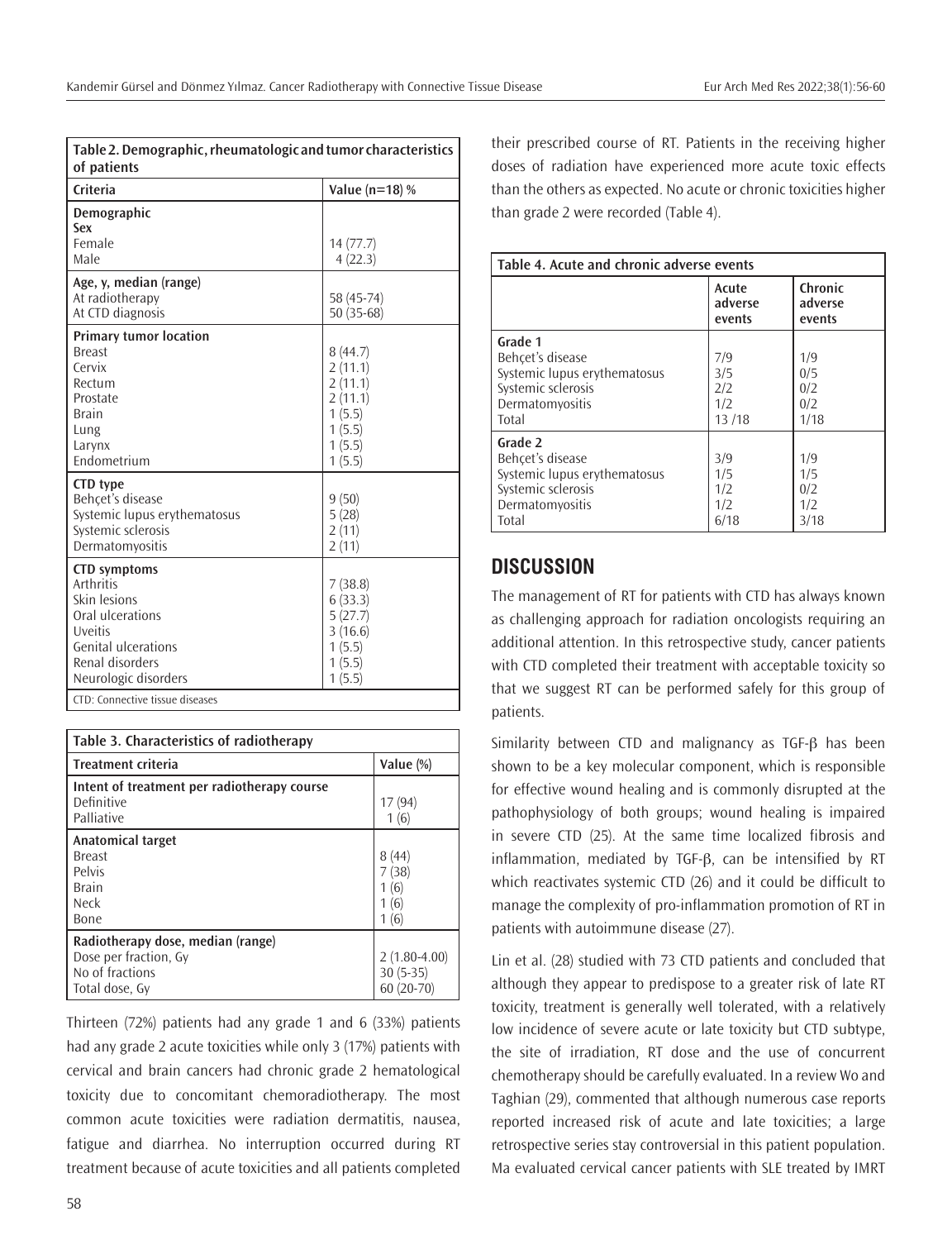**Table 2. Demographic, rheumatologic and tumor characteristics of patients**

| Criteria | Value (n=18) % |
|---|---|
| **Demographic** | |
| **Sex** | |
| Female | 14 (77.7) |
| Male | 4 (22.3) |
| **Age, y, median (range)** | |
| At radiotherapy | 58 (45-74) |
| At CTD diagnosis | 50 (35-68) |
| **Primary tumor location** | |
| Breast | 8 (44.7) |
| Cervix | 2 (11.1) |
| Rectum | 2 (11.1) |
| Prostate | 2 (11.1) |
| Brain | 1 (5.5) |
| Lung | 1 (5.5) |
| Larynx | 1 (5.5) |
| Endometrium | 1 (5.5) |
| **CTD type** | |
| Behçet's disease | 9 (50) |
| Systemic lupus erythematosus | 5 (28) |
| Systemic sclerosis | 2 (11) |
| Dermatomyositis | 2 (11) |
| **CTD symptoms** | |
| Arthritis | 7 (38.8) |
| Skin lesions | 6 (33.3) |
| Oral ulcerations | 5 (27.7) |
| Uveitis | 3 (16.6) |
| Genital ulcerations | 1 (5.5) |
| Renal disorders | 1 (5.5) |
| Neurologic disorders | 1 (5.5) |

CTD: Connective tissue diseases

**Table 3. Characteristics of radiotherapy**

| Treatment criteria | Value (%) |
|---|---|
| **Intent of treatment per radiotherapy course** | |
| Definitive | 17 (94) |
| Palliative | 1 (6) |
| **Anatomical target** | |
| Breast | 8 (44) |
| Pelvis | 7 (38) |
| Brain | 1 (6) |
| Neck | 1 (6) |
| Bone | 1 (6) |
| **Radiotherapy dose, median (range)** | |
| Dose per fraction, Gy | 2 (1.80-4.00) |
| No of fractions | 30 (5-35) |
| Total dose, Gy | 60 (20-70) |

Thirteen (72%) patients had any grade 1 and 6 (33%) patients had any grade 2 acute toxicities while only 3 (17%) patients with cervical and brain cancers had chronic grade 2 hematological toxicity due to concomitant chemoradiotherapy. The most common acute toxicities were radiation dermatitis, nausea, fatigue and diarrhea. No interruption occurred during RT treatment because of acute toxicities and all patients completed their prescribed course of RT. Patients in the receiving higher doses of radiation have experienced more acute toxic effects than the others as expected. No acute or chronic toxicities higher than grade 2 were recorded (Table 4).

**Table 4. Acute and chronic adverse events**

| | Acute adverse events | Chronic adverse events |
|---|---|---|
| **Grade 1** | | |
| Behçet's disease | 7/9 | 1/9 |
| Systemic lupus erythematosus | 3/5 | 0/5 |
| Systemic sclerosis | 2/2 | 0/2 |
| Dermatomyositis | 1/2 | 0/2 |
| Total | 13 /18 | 1/18 |
| **Grade 2** | | |
| Behçet's disease | 3/9 | 1/9 |
| Systemic lupus erythematosus | 1/5 | 1/5 |
| Systemic sclerosis | 1/2 | 0/2 |
| Dermatomyositis | 1/2 | 1/2 |
| Total | 6/18 | 3/18 |

## DISCUSSION

The management of RT for patients with CTD has always known as challenging approach for radiation oncologists requiring an additional attention. In this retrospective study, cancer patients with CTD completed their treatment with acceptable toxicity so that we suggest RT can be performed safely for this group of patients.

Similarity between CTD and malignancy as TGF-β has been shown to be a key molecular component, which is responsible for effective wound healing and is commonly disrupted at the pathophysiology of both groups; wound healing is impaired in severe CTD (25). At the same time localized fibrosis and inflammation, mediated by TGF-β, can be intensified by RT which reactivates systemic CTD (26) and it could be difficult to manage the complexity of pro-inflammation promotion of RT in patients with autoimmune disease (27).

Lin et al. (28) studied with 73 CTD patients and concluded that although they appear to predispose to a greater risk of late RT toxicity, treatment is generally well tolerated, with a relatively low incidence of severe acute or late toxicity but CTD subtype, the site of irradiation, RT dose and the use of concurrent chemotherapy should be carefully evaluated. In a review Wo and Taghian (29), commented that although numerous case reports reported increased risk of acute and late toxicities; a large retrospective series stay controversial in this patient population. Ma evaluated cervical cancer patients with SLE treated by IMRT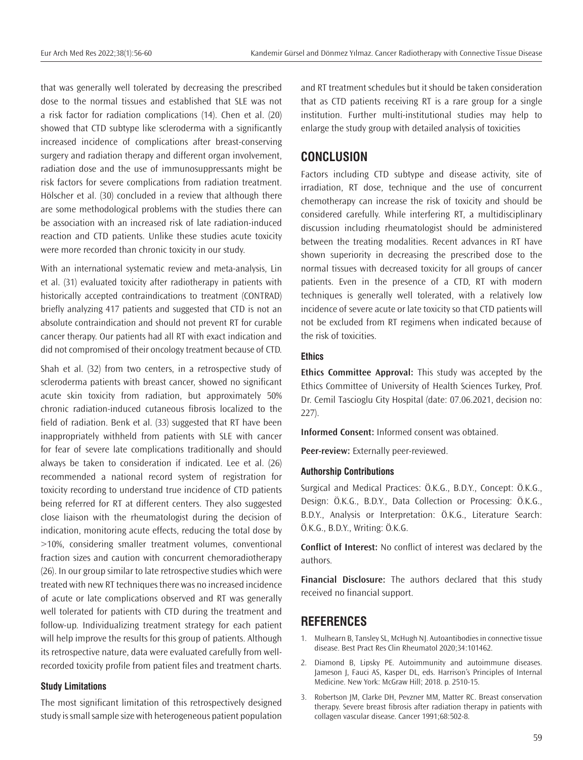that was generally well tolerated by decreasing the prescribed dose to the normal tissues and established that SLE was not a risk factor for radiation complications (14). Chen et al. (20) showed that CTD subtype like scleroderma with a significantly increased incidence of complications after breast-conserving surgery and radiation therapy and different organ involvement, radiation dose and the use of immunosuppressants might be risk factors for severe complications from radiation treatment. Hölscher et al. (30) concluded in a review that although there are some methodological problems with the studies there can be association with an increased risk of late radiation-induced reaction and CTD patients. Unlike these studies acute toxicity were more recorded than chronic toxicity in our study.

With an international systematic review and meta-analysis, Lin et al. (31) evaluated toxicity after radiotherapy in patients with historically accepted contraindications to treatment (CONTRAD) briefly analyzing 417 patients and suggested that CTD is not an absolute contraindication and should not prevent RT for curable cancer therapy. Our patients had all RT with exact indication and did not compromised of their oncology treatment because of CTD.

Shah et al. (32) from two centers, in a retrospective study of scleroderma patients with breast cancer, showed no significant acute skin toxicity from radiation, but approximately 50% chronic radiation-induced cutaneous fibrosis localized to the field of radiation. Benk et al. (33) suggested that RT have been inappropriately withheld from patients with SLE with cancer for fear of severe late complications traditionally and should always be taken to consideration if indicated. Lee et al. (26) recommended a national record system of registration for toxicity recording to understand true incidence of CTD patients being referred for RT at different centers. They also suggested close liaison with the rheumatologist during the decision of indication, monitoring acute effects, reducing the total dose by >10%, considering smaller treatment volumes, conventional fraction sizes and caution with concurrent chemoradiotherapy (26). In our group similar to late retrospective studies which were treated with new RT techniques there was no increased incidence of acute or late complications observed and RT was generally well tolerated for patients with CTD during the treatment and follow-up. Individualizing treatment strategy for each patient will help improve the results for this group of patients. Although its retrospective nature, data were evaluated carefully from well-recorded toxicity profile from patient files and treatment charts.

### Study Limitations

The most significant limitation of this retrospectively designed study is small sample size with heterogeneous patient population and RT treatment schedules but it should be taken consideration that as CTD patients receiving RT is a rare group for a single institution. Further multi-institutional studies may help to enlarge the study group with detailed analysis of toxicities

## CONCLUSION

Factors including CTD subtype and disease activity, site of irradiation, RT dose, technique and the use of concurrent chemotherapy can increase the risk of toxicity and should be considered carefully. While interfering RT, a multidisciplinary discussion including rheumatologist should be administered between the treating modalities. Recent advances in RT have shown superiority in decreasing the prescribed dose to the normal tissues with decreased toxicity for all groups of cancer patients. Even in the presence of a CTD, RT with modern techniques is generally well tolerated, with a relatively low incidence of severe acute or late toxicity so that CTD patients will not be excluded from RT regimens when indicated because of the risk of toxicities.

### Ethics

**Ethics Committee Approval:** This study was accepted by the Ethics Committee of University of Health Sciences Turkey, Prof. Dr. Cemil Tascioglu City Hospital (date: 07.06.2021, decision no: 227).

**Informed Consent:** Informed consent was obtained.

**Peer-review:** Externally peer-reviewed.

### Authorship Contributions

Surgical and Medical Practices: Ö.K.G., B.D.Y., Concept: Ö.K.G., Design: Ö.K.G., B.D.Y., Data Collection or Processing: Ö.K.G., B.D.Y., Analysis or Interpretation: Ö.K.G., Literature Search: Ö.K.G., B.D.Y., Writing: Ö.K.G.

**Conflict of Interest:** No conflict of interest was declared by the authors.

**Financial Disclosure:** The authors declared that this study received no financial support.

## REFERENCES

1. Mulhearn B, Tansley SL, McHugh NJ. Autoantibodies in connective tissue disease. Best Pract Res Clin Rheumatol 2020;34:101462.
2. Diamond B, Lipsky PE. Autoimmunity and autoimmune diseases. Jameson J, Fauci AS, Kasper DL, eds. Harrison's Principles of Internal Medicine. New York: McGraw Hill; 2018. p. 2510-15.
3. Robertson JM, Clarke DH, Pevzner MM, Matter RC. Breast conservation therapy. Severe breast fibrosis after radiation therapy in patients with collagen vascular disease. Cancer 1991;68:502-8.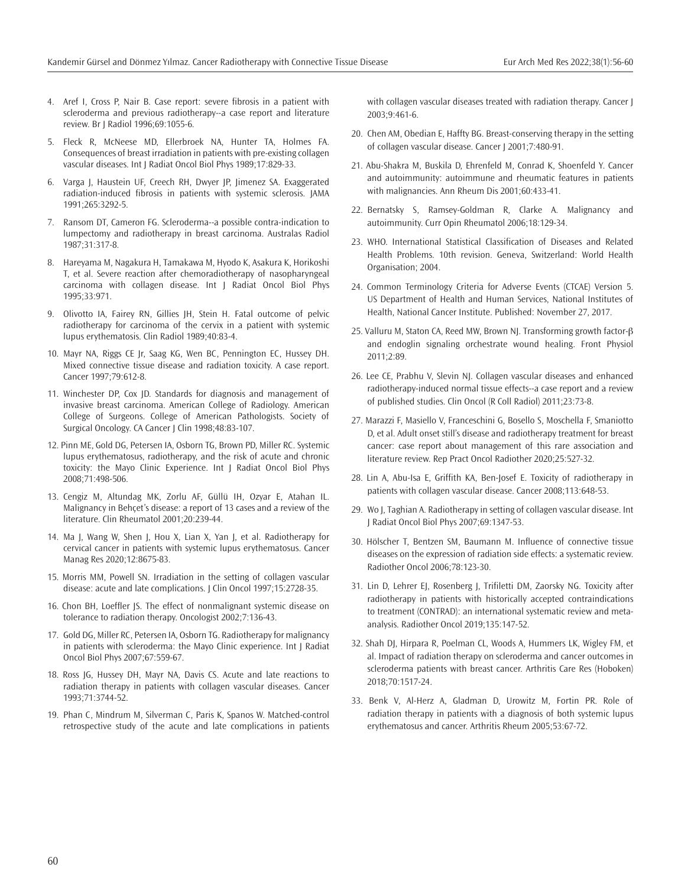4. Aref I, Cross P, Nair B. Case report: severe fibrosis in a patient with scleroderma and previous radiotherapy--a case report and literature review. Br J Radiol 1996;69:1055-6.
5. Fleck R, McNeese MD, Ellerbroek NA, Hunter TA, Holmes FA. Consequences of breast irradiation in patients with pre-existing collagen vascular diseases. Int J Radiat Oncol Biol Phys 1989;17:829-33.
6. Varga J, Haustein UF, Creech RH, Dwyer JP, Jimenez SA. Exaggerated radiation-induced fibrosis in patients with systemic sclerosis. JAMA 1991;265:3292-5.
7. Ransom DT, Cameron FG. Scleroderma--a possible contra-indication to lumpectomy and radiotherapy in breast carcinoma. Australas Radiol 1987;31:317-8.
8. Hareyama M, Nagakura H, Tamakawa M, Hyodo K, Asakura K, Horikoshi T, et al. Severe reaction after chemoradiotherapy of nasopharyngeal carcinoma with collagen disease. Int J Radiat Oncol Biol Phys 1995;33:971.
9. Olivotto IA, Fairey RN, Gillies JH, Stein H. Fatal outcome of pelvic radiotherapy for carcinoma of the cervix in a patient with systemic lupus erythematosis. Clin Radiol 1989;40:83-4.
10. Mayr NA, Riggs CE Jr, Saag KG, Wen BC, Pennington EC, Hussey DH. Mixed connective tissue disease and radiation toxicity. A case report. Cancer 1997;79:612-8.
11. Winchester DP, Cox JD. Standards for diagnosis and management of invasive breast carcinoma. American College of Radiology. American College of Surgeons. College of American Pathologists. Society of Surgical Oncology. CA Cancer J Clin 1998;48:83-107.
12. Pinn ME, Gold DG, Petersen IA, Osborn TG, Brown PD, Miller RC. Systemic lupus erythematosus, radiotherapy, and the risk of acute and chronic toxicity: the Mayo Clinic Experience. Int J Radiat Oncol Biol Phys 2008;71:498-506.
13. Cengiz M, Altundag MK, Zorlu AF, Güllü IH, Ozyar E, Atahan IL. Malignancy in Behçet's disease: a report of 13 cases and a review of the literature. Clin Rheumatol 2001;20:239-44.
14. Ma J, Wang W, Shen J, Hou X, Lian X, Yan J, et al. Radiotherapy for cervical cancer in patients with systemic lupus erythematosus. Cancer Manag Res 2020;12:8675-83.
15. Morris MM, Powell SN. Irradiation in the setting of collagen vascular disease: acute and late complications. J Clin Oncol 1997;15:2728-35.
16. Chon BH, Loeffler JS. The effect of nonmalignant systemic disease on tolerance to radiation therapy. Oncologist 2002;7:136-43.
17. Gold DG, Miller RC, Petersen IA, Osborn TG. Radiotherapy for malignancy in patients with scleroderma: the Mayo Clinic experience. Int J Radiat Oncol Biol Phys 2007;67:559-67.
18. Ross JG, Hussey DH, Mayr NA, Davis CS. Acute and late reactions to radiation therapy in patients with collagen vascular diseases. Cancer 1993;71:3744-52.
19. Phan C, Mindrum M, Silverman C, Paris K, Spanos W. Matched-control retrospective study of the acute and late complications in patients with collagen vascular diseases treated with radiation therapy. Cancer J 2003;9:461-6.
20. Chen AM, Obedian E, Haffty BG. Breast-conserving therapy in the setting of collagen vascular disease. Cancer J 2001;7:480-91.
21. Abu-Shakra M, Buskila D, Ehrenfeld M, Conrad K, Shoenfeld Y. Cancer and autoimmunity: autoimmune and rheumatic features in patients with malignancies. Ann Rheum Dis 2001;60:433-41.
22. Bernatsky S, Ramsey-Goldman R, Clarke A. Malignancy and autoimmunity. Curr Opin Rheumatol 2006;18:129-34.
23. WHO. International Statistical Classification of Diseases and Related Health Problems. 10th revision. Geneva, Switzerland: World Health Organisation; 2004.
24. Common Terminology Criteria for Adverse Events (CTCAE) Version 5. US Department of Health and Human Services, National Institutes of Health, National Cancer Institute. Published: November 27, 2017.
25. Valluru M, Staton CA, Reed MW, Brown NJ. Transforming growth factor-β and endoglin signaling orchestrate wound healing. Front Physiol 2011;2:89.
26. Lee CE, Prabhu V, Slevin NJ. Collagen vascular diseases and enhanced radiotherapy-induced normal tissue effects--a case report and a review of published studies. Clin Oncol (R Coll Radiol) 2011;23:73-8.
27. Marazzi F, Masiello V, Franceschini G, Bosello S, Moschella F, Smaniotto D, et al. Adult onset still's disease and radiotherapy treatment for breast cancer: case report about management of this rare association and literature review. Rep Pract Oncol Radiother 2020;25:527-32.
28. Lin A, Abu-Isa E, Griffith KA, Ben-Josef E. Toxicity of radiotherapy in patients with collagen vascular disease. Cancer 2008;113:648-53.
29. Wo J, Taghian A. Radiotherapy in setting of collagen vascular disease. Int J Radiat Oncol Biol Phys 2007;69:1347-53.
30. Hölscher T, Bentzen SM, Baumann M. Influence of connective tissue diseases on the expression of radiation side effects: a systematic review. Radiother Oncol 2006;78:123-30.
31. Lin D, Lehrer EJ, Rosenberg J, Trifiletti DM, Zaorsky NG. Toxicity after radiotherapy in patients with historically accepted contraindications to treatment (CONTRAD): an international systematic review and meta-analysis. Radiother Oncol 2019;135:147-52.
32. Shah DJ, Hirpara R, Poelman CL, Woods A, Hummers LK, Wigley FM, et al. Impact of radiation therapy on scleroderma and cancer outcomes in scleroderma patients with breast cancer. Arthritis Care Res (Hoboken) 2018;70:1517-24.
33. Benk V, Al-Herz A, Gladman D, Urowitz M, Fortin PR. Role of radiation therapy in patients with a diagnosis of both systemic lupus erythematosus and cancer. Arthritis Rheum 2005;53:67-72.